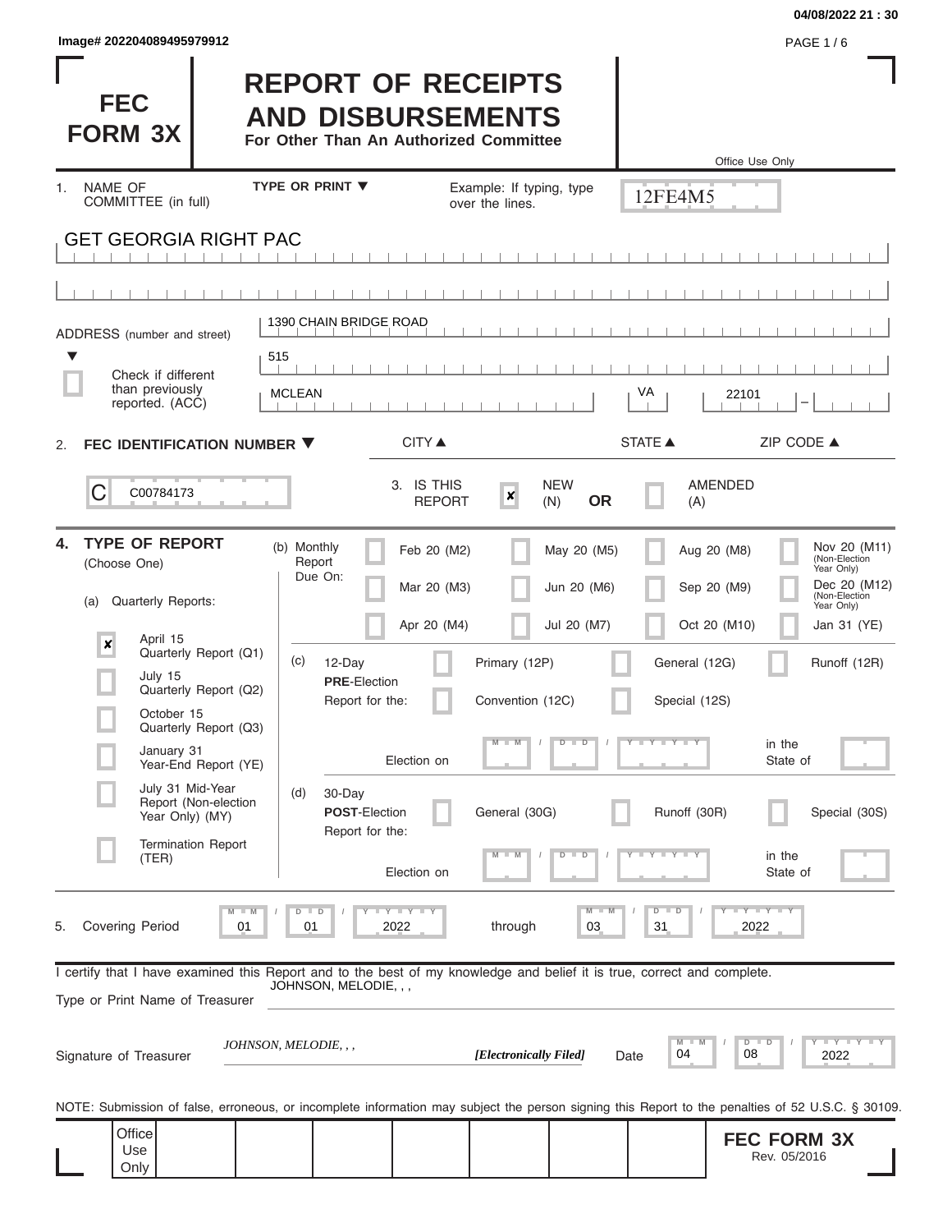Image# 202204089495979912

04/08/2022 21 : 30

# FEC FORM 3X

# REPORT OF RECEIPTS AND DISBURSEMENTS

**For Other Than An Authorized Committee**

Office Use Only

12FE4M5

1. NAME OF COMMITTEE (in full) TYPE OR PRINT ▼ Example: If typing, type over the lines.

GET GEORGIA RIGHT PAC

ADDRESS (number and street)

1390 CHAIN BRIDGE ROAD

515

☐ Check if different than previously reported. (ACC)

MCLEAN VA 22101 –

CITY ▲ STATE ▲ ZIP CODE ▲

2. **FEC IDENTIFICATION NUMBER ▼**

C C00784173

3. IS THIS REPORT ☒ NEW (N) **OR** ☐ AMENDED (A)

4. **TYPE OF REPORT** (Choose One)

(a) Quarterly Reports:

- ☒ April 15 Quarterly Report (Q1)
- ☐ July 15 Quarterly Report (Q2)
- ☐ October 15 Quarterly Report (Q3)
- ☐ January 31 Year-End Report (YE)
- ☐ July 31 Mid-Year Report (Non-election Year Only) (MY)
- ☐ Termination Report (TER)

(b) Monthly Report Due On:

- ☐ Feb 20 (M2)
- ☐ Mar 20 (M3)
- ☐ Apr 20 (M4)
- ☐ May 20 (M5)
- ☐ Jun 20 (M6)
- ☐ Jul 20 (M7)
- ☐ Aug 20 (M8)
- ☐ Sep 20 (M9)
- ☐ Oct 20 (M10)
- ☐ Nov 20 (M11) (Non-Election Year Only)
- ☐ Dec 20 (M12) (Non-Election Year Only)
- ☐ Jan 31 (YE)

(c) 12-Day **PRE**-Election Report for the:

- ☐ Primary (12P)
- ☐ General (12G)
- ☐ Runoff (12R)
- ☐ Convention (12C)
- ☐ Special (12S)

Election on MM / DD / YYYY in the State of

(d) 30-Day **POST**-Election Report for the:

- ☐ General (30G)
- ☐ Runoff (30R)
- ☐ Special (30S)

Election on MM / DD / YYYY in the State of

5. Covering Period 01 / 01 / 2022 through 03 / 31 / 2022

I certify that I have examined this Report and to the best of my knowledge and belief it is true, correct and complete.

Type or Print Name of Treasurer: JOHNSON, MELODIE, , ,

Signature of Treasurer: *JOHNSON, MELODIE, , ,* ***[Electronically Filed]*** Date 04 / 08 / 2022

NOTE: Submission of false, erroneous, or incomplete information may subject the person signing this Report to the penalties of 52 U.S.C. § 30109.

Office Use Only

**FEC FORM 3X**
Rev. 05/2016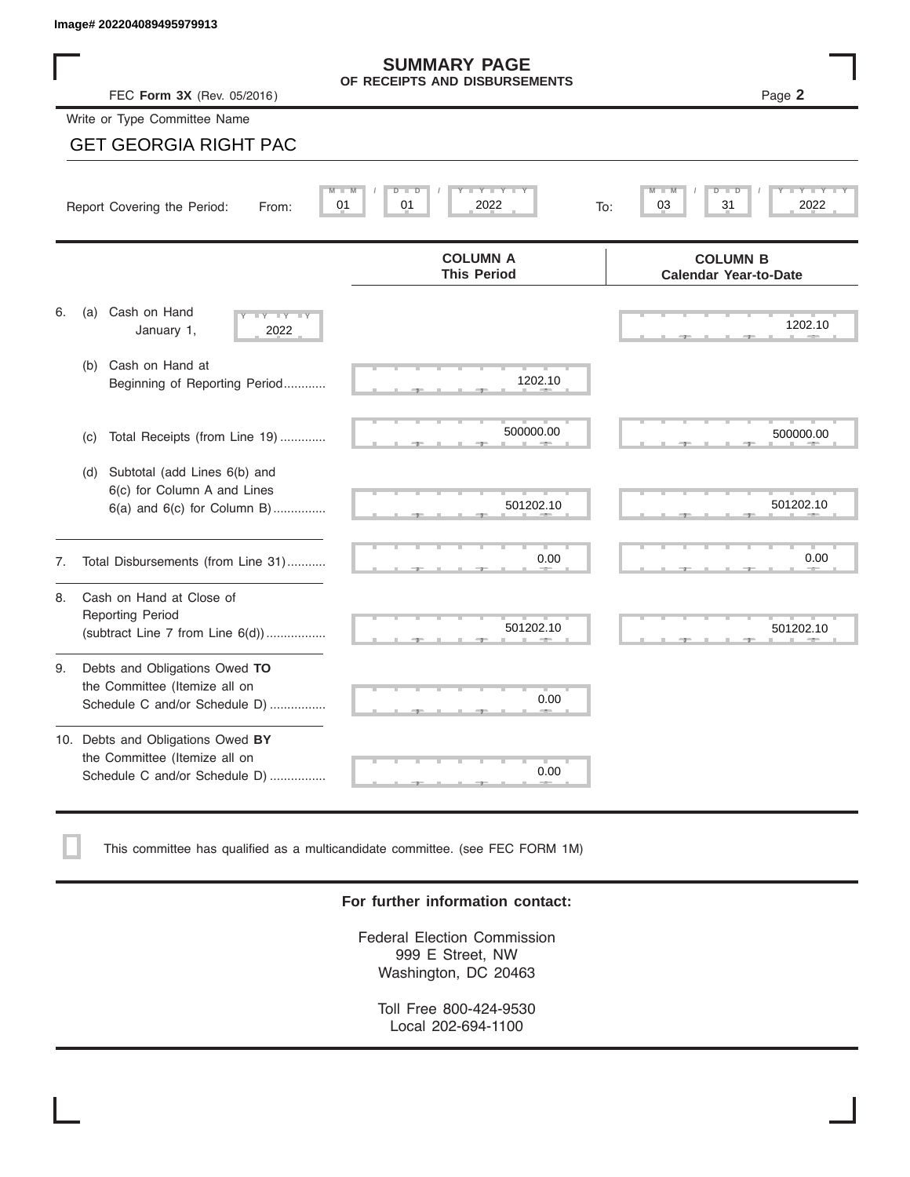Image# 202204089495979913

# SUMMARY PAGE
## OF RECEIPTS AND DISBURSEMENTS

FEC **Form 3X** (Rev. 05/2016)

Write or Type Committee Name

GET GEORGIA RIGHT PAC

Report Covering the Period: From: 01 / 01 / 2022 To: 03 / 31 / 2022

| | | COLUMN A This Period | COLUMN B Calendar Year-to-Date |
|---|---|---|---|
| 6. | (a) Cash on Hand January 1, 2022 | | 1202.10 |
| | (b) Cash on Hand at Beginning of Reporting Period............ | 1202.10 | |
| | (c) Total Receipts (from Line 19) ............. | 500000.00 | 500000.00 |
| | (d) Subtotal (add Lines 6(b) and 6(c) for Column A and Lines 6(a) and 6(c) for Column B)............... | 501202.10 | 501202.10 |
| 7. | Total Disbursements (from Line 31)........... | 0.00 | 0.00 |
| 8. | Cash on Hand at Close of Reporting Period (subtract Line 7 from Line 6(d)).................. | 501202.10 | 501202.10 |
| 9. | Debts and Obligations Owed **TO** the Committee (Itemize all on Schedule C and/or Schedule D) ................ | 0.00 | |
| 10. | Debts and Obligations Owed **BY** the Committee (Itemize all on Schedule C and/or Schedule D) ................ | 0.00 | |

☐ This committee has qualified as a multicandidate committee. (see FEC FORM 1M)

**For further information contact:**

Federal Election Commission
999 E Street, NW
Washington, DC 20463

Toll Free 800-424-9530
Local 202-694-1100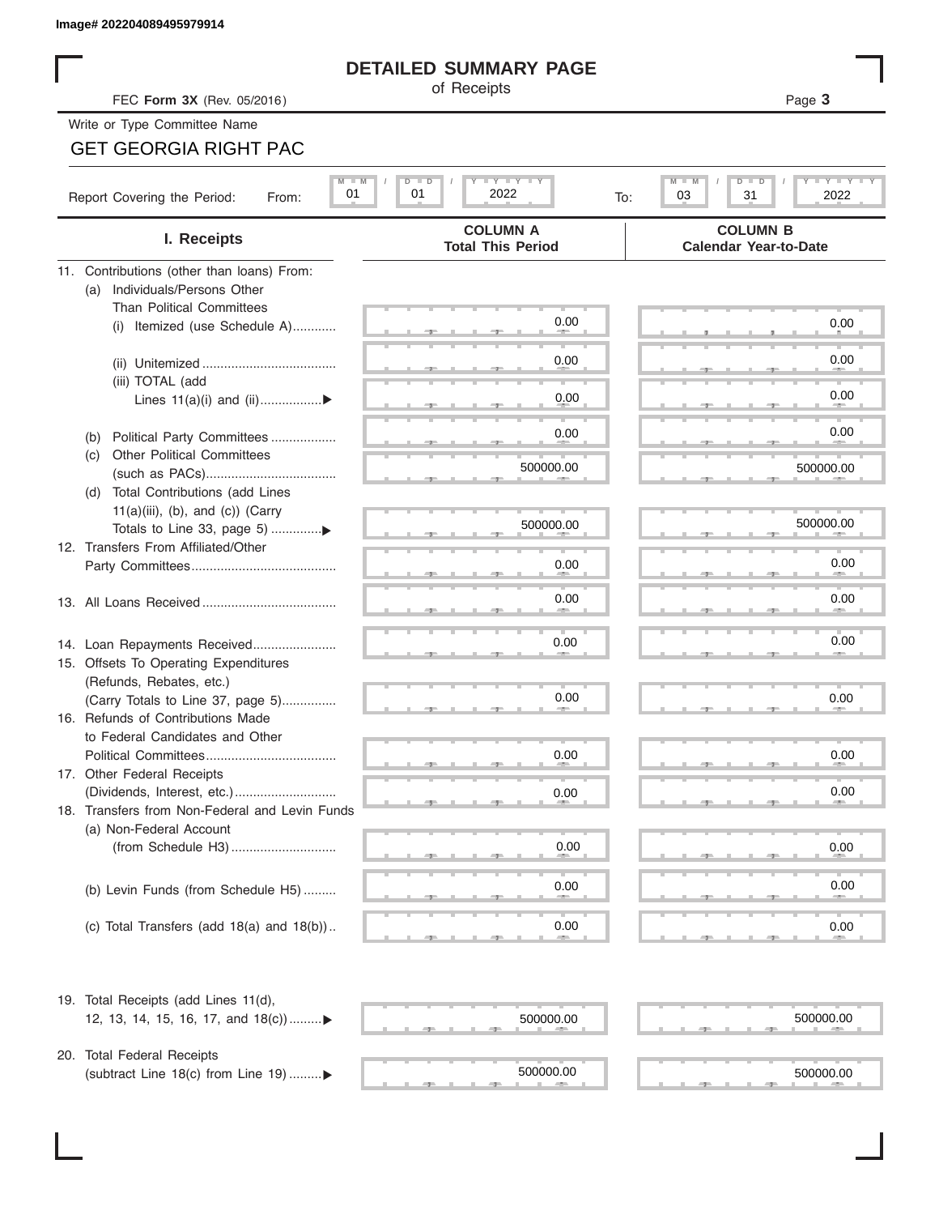Image# 202204089495979914

# DETAILED SUMMARY PAGE

of Receipts

FEC **Form 3X** (Rev. 05/2016)

Write or Type Committee Name

GET GEORGIA RIGHT PAC

Report Covering the Period: From: 01 / 01 / 2022 To: 03 / 31 / 2022

| I. Receipts | COLUMN A Total This Period | COLUMN B Calendar Year-to-Date |
|---|---|---|
| 11. Contributions (other than loans) From: | | |
| (a) Individuals/Persons Other Than Political Committees | | |
| (i) Itemized (use Schedule A) | 0.00 | 0.00 |
| (ii) Unitemized | 0.00 | 0.00 |
| (iii) TOTAL (add Lines 11(a)(i) and (ii) ▶ | 0.00 | 0.00 |
| (b) Political Party Committees | 0.00 | 0.00 |
| (c) Other Political Committees (such as PACs) | 500000.00 | 500000.00 |
| (d) Total Contributions (add Lines 11(a)(iii), (b), and (c)) (Carry Totals to Line 33, page 5) ▶ | 500000.00 | 500000.00 |
| 12. Transfers From Affiliated/Other Party Committees | 0.00 | 0.00 |
| 13. All Loans Received | 0.00 | 0.00 |
| 14. Loan Repayments Received | 0.00 | 0.00 |
| 15. Offsets To Operating Expenditures (Refunds, Rebates, etc.) (Carry Totals to Line 37, page 5) | 0.00 | 0.00 |
| 16. Refunds of Contributions Made to Federal Candidates and Other Political Committees | 0.00 | 0.00 |
| 17. Other Federal Receipts (Dividends, Interest, etc.) | 0.00 | 0.00 |
| 18. Transfers from Non-Federal and Levin Funds | | |
| (a) Non-Federal Account (from Schedule H3) | 0.00 | 0.00 |
| (b) Levin Funds (from Schedule H5) | 0.00 | 0.00 |
| (c) Total Transfers (add 18(a) and 18(b)) | 0.00 | 0.00 |
| 19. Total Receipts (add Lines 11(d), 12, 13, 14, 15, 16, 17, and 18(c)) ▶ | 500000.00 | 500000.00 |
| 20. Total Federal Receipts (subtract Line 18(c) from Line 19) ▶ | 500000.00 | 500000.00 |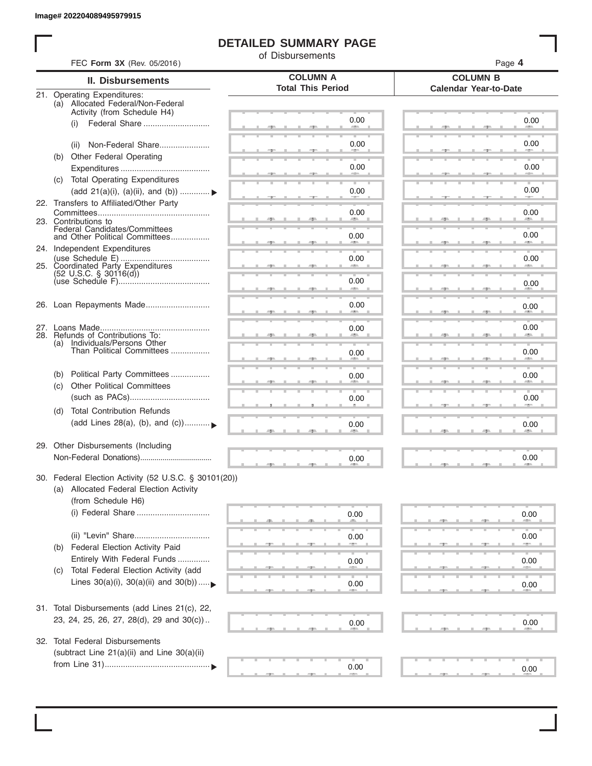Image# 202204089495979915

# DETAILED SUMMARY PAGE

of Disbursements

FEC **Form 3X** (Rev. 05/2016)

| II. Disbursements | COLUMN A Total This Period | COLUMN B Calendar Year-to-Date |
|---|---|---|
| 21. Operating Expenditures: | | |
| (a) Allocated Federal/Non-Federal Activity (from Schedule H4) | | |
| (i) Federal Share | 0.00 | 0.00 |
| (ii) Non-Federal Share | 0.00 | 0.00 |
| (b) Other Federal Operating Expenditures | 0.00 | 0.00 |
| (c) Total Operating Expenditures (add 21(a)(i), (a)(ii), and (b)) ▶ | 0.00 | 0.00 |
| 22. Transfers to Affiliated/Other Party Committees | 0.00 | 0.00 |
| 23. Contributions to Federal Candidates/Committees and Other Political Committees | 0.00 | 0.00 |
| 24. Independent Expenditures (use Schedule E) | 0.00 | 0.00 |
| 25. Coordinated Party Expenditures (52 U.S.C. § 30116(d)) (use Schedule F) | 0.00 | 0.00 |
| 26. Loan Repayments Made | 0.00 | 0.00 |
| 27. Loans Made | 0.00 | 0.00 |
| 28. Refunds of Contributions To: | | |
| (a) Individuals/Persons Other Than Political Committees | 0.00 | 0.00 |
| (b) Political Party Committees | 0.00 | 0.00 |
| (c) Other Political Committees (such as PACs) | 0.00 | 0.00 |
| (d) Total Contribution Refunds (add Lines 28(a), (b), and (c)) ▶ | 0.00 | 0.00 |
| 29. Other Disbursements (Including Non-Federal Donations) | 0.00 | 0.00 |
| 30. Federal Election Activity (52 U.S.C. § 30101(20)) | | |
| (a) Allocated Federal Election Activity (from Schedule H6) | | |
| (i) Federal Share | 0.00 | 0.00 |
| (ii) "Levin" Share | 0.00 | 0.00 |
| (b) Federal Election Activity Paid Entirely With Federal Funds | 0.00 | 0.00 |
| (c) Total Federal Election Activity (add Lines 30(a)(i), 30(a)(ii) and 30(b)) ▶ | 0.00 | 0.00 |
| 31. Total Disbursements (add Lines 21(c), 22, 23, 24, 25, 26, 27, 28(d), 29 and 30(c)) | 0.00 | 0.00 |
| 32. Total Federal Disbursements (subtract Line 21(a)(ii) and Line 30(a)(ii) from Line 31) ▶ | 0.00 | 0.00 |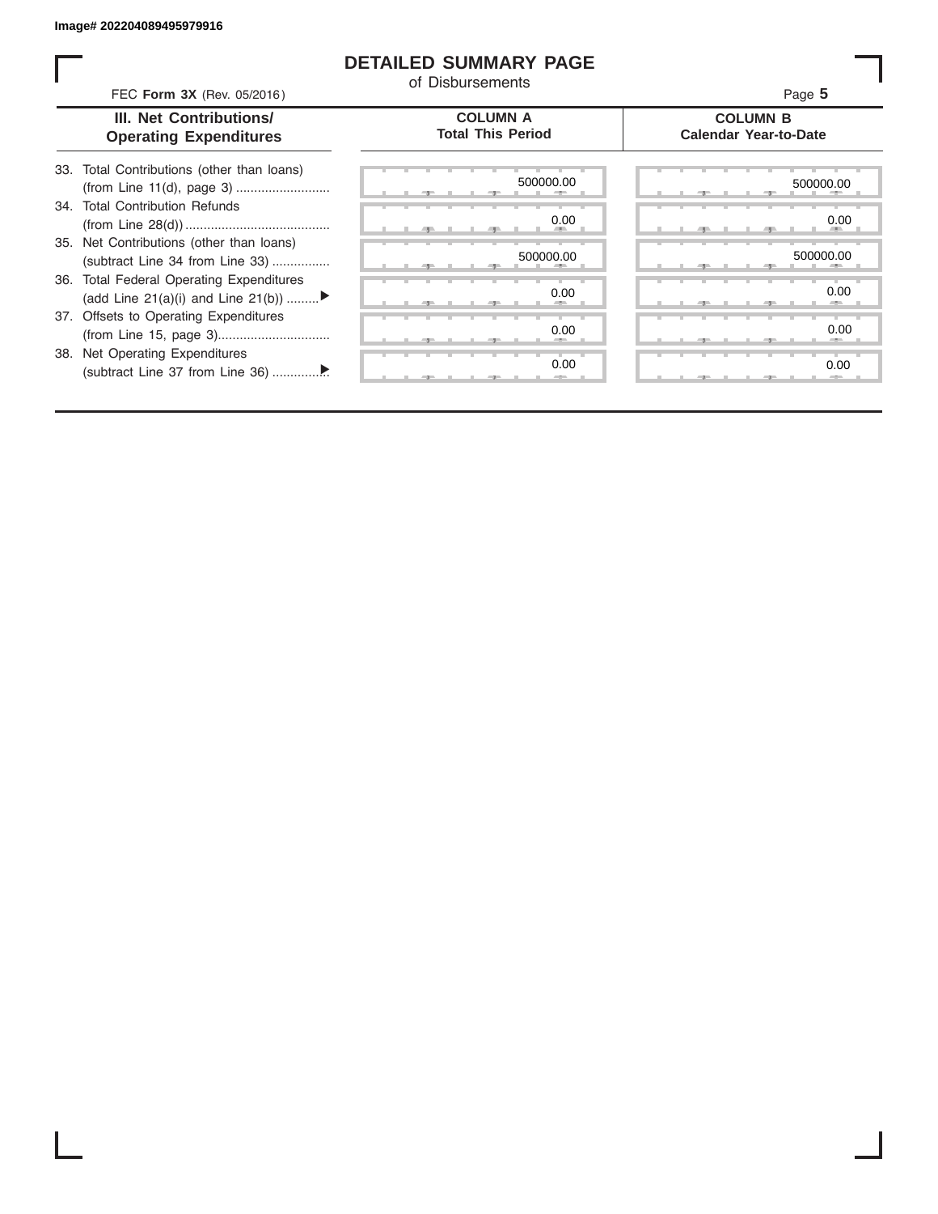Image# 202204089495979916

# DETAILED SUMMARY PAGE

of Disbursements

FEC **Form 3X** (Rev. 05/2016)

Page **5**

| III. Net Contributions/ Operating Expenditures | COLUMN A Total This Period | COLUMN B Calendar Year-to-Date |
|---|---|---|
| 33. Total Contributions (other than loans) (from Line 11(d), page 3) .......................... | 500000.00 | 500000.00 |
| 34. Total Contribution Refunds (from Line 28(d)) ........................................ | 0.00 | 0.00 |
| 35. Net Contributions (other than loans) (subtract Line 34 from Line 33) ................ | 500000.00 | 500000.00 |
| 36. Total Federal Operating Expenditures (add Line 21(a)(i) and Line 21(b)) ......... ▶ | 0.00 | 0.00 |
| 37. Offsets to Operating Expenditures (from Line 15, page 3)............................... | 0.00 | 0.00 |
| 38. Net Operating Expenditures (subtract Line 37 from Line 36) ............... ▶ | 0.00 | 0.00 |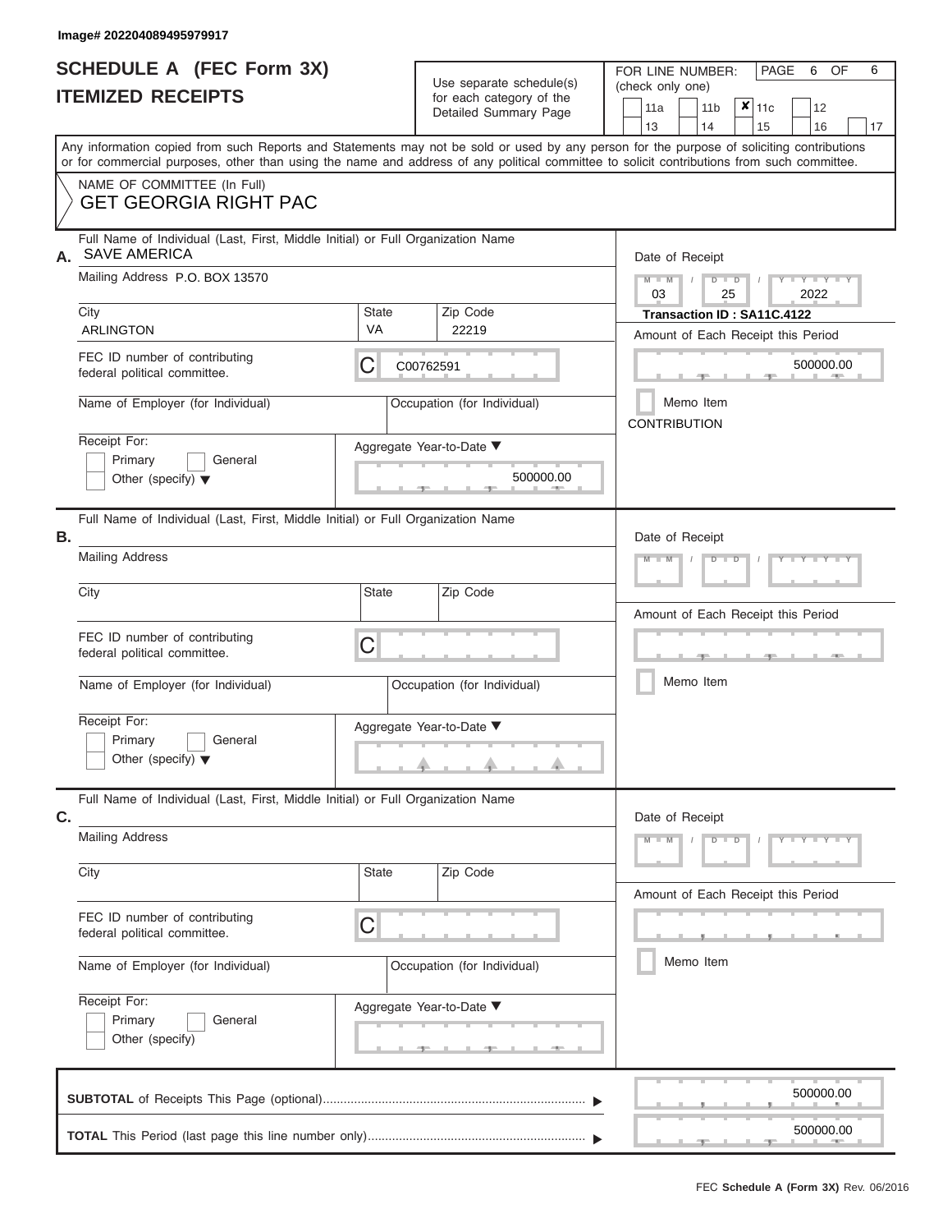Image# 202204089495979917

# SCHEDULE A (FEC Form 3X)
# ITEMIZED RECEIPTS

Use separate schedule(s) for each category of the Detailed Summary Page

FOR LINE NUMBER: (check only one)

- [ ] 11a
- [ ] 11b
- [x] 11c
- [ ] 12
- [ ] 13
- [ ] 14
- [ ] 15
- [ ] 16
- [ ] 17

Any information copied from such Reports and Statements may not be sold or used by any person for the purpose of soliciting contributions or for commercial purposes, other than using the name and address of any political committee to solicit contributions from such committee.

NAME OF COMMITTEE (In Full)
GET GEORGIA RIGHT PAC

## A.

Full Name of Individual (Last, First, Middle Initial) or Full Organization Name: SAVE AMERICA

Mailing Address: P.O. BOX 13570

| City | State | Zip Code |
|---|---|---|
| ARLINGTON | VA | 22219 |

FEC ID number of contributing federal political committee: C00762591

Name of Employer (for Individual):

Occupation (for Individual):

Receipt For:
- [ ] Primary
- [ ] General
- [ ] Other (specify)

Aggregate Year-to-Date: 500000.00

Date of Receipt: 03 / 25 / 2022

Transaction ID : SA11C.4122

Amount of Each Receipt this Period: 500000.00

- [ ] Memo Item

CONTRIBUTION

## B.

Full Name of Individual (Last, First, Middle Initial) or Full Organization Name:

Mailing Address:

| City | State | Zip Code |
|---|---|---|
| | | |

FEC ID number of contributing federal political committee: C

Name of Employer (for Individual):

Occupation (for Individual):

Receipt For:
- [ ] Primary
- [ ] General
- [ ] Other (specify)

Aggregate Year-to-Date:

Date of Receipt:

Amount of Each Receipt this Period:

- [ ] Memo Item

## C.

Full Name of Individual (Last, First, Middle Initial) or Full Organization Name:

Mailing Address:

| City | State | Zip Code |
|---|---|---|
| | | |

FEC ID number of contributing federal political committee: C

Name of Employer (for Individual):

Occupation (for Individual):

Receipt For:
- [ ] Primary
- [ ] General
- [ ] Other (specify)

Aggregate Year-to-Date:

Date of Receipt:

Amount of Each Receipt this Period:

- [ ] Memo Item

**SUBTOTAL** of Receipts This Page (optional): 500000.00

**TOTAL** This Period (last page this line number only): 500000.00

FEC **Schedule A (Form 3X)** Rev. 06/2016